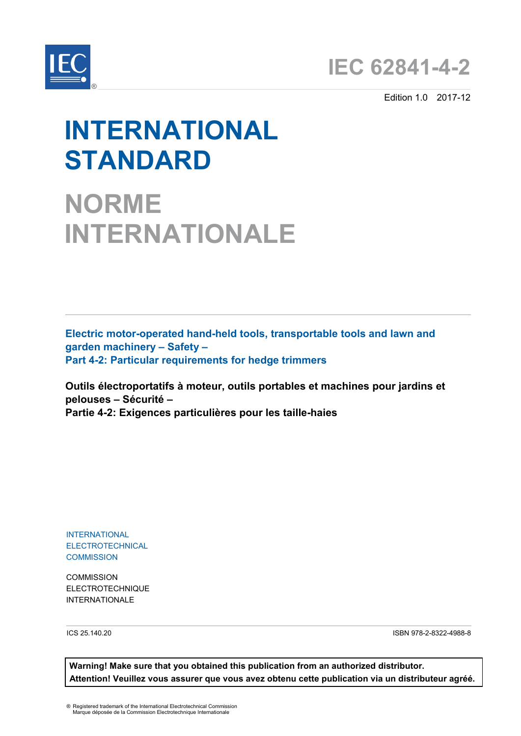# IEC 62841-4-2

Edition 1.0 2017-12

# INTERNATIONAL STANDARD

# NORME INTERNATIONALE

**Electric motor-operated hand-held tools, transportable tools and lawn and garden machinery – Safety –**
**Part 4-2: Particular requirements for hedge trimmers**

**Outils électroportatifs à moteur, outils portables et machines pour jardins et pelouses – Sécurité –**
**Partie 4-2: Exigences particulières pour les taille-haies**

INTERNATIONAL
ELECTROTECHNICAL
COMMISSION

COMMISSION
ELECTROTECHNIQUE
INTERNATIONALE

ICS 25.140.20

ISBN 978-2-8322-4988-8

**Warning! Make sure that you obtained this publication from an authorized distributor.**
**Attention! Veuillez vous assurer que vous avez obtenu cette publication via un distributeur agréé.**

® Registered trademark of the International Electrotechnical Commission
Marque déposée de la Commission Electrotechnique Internationale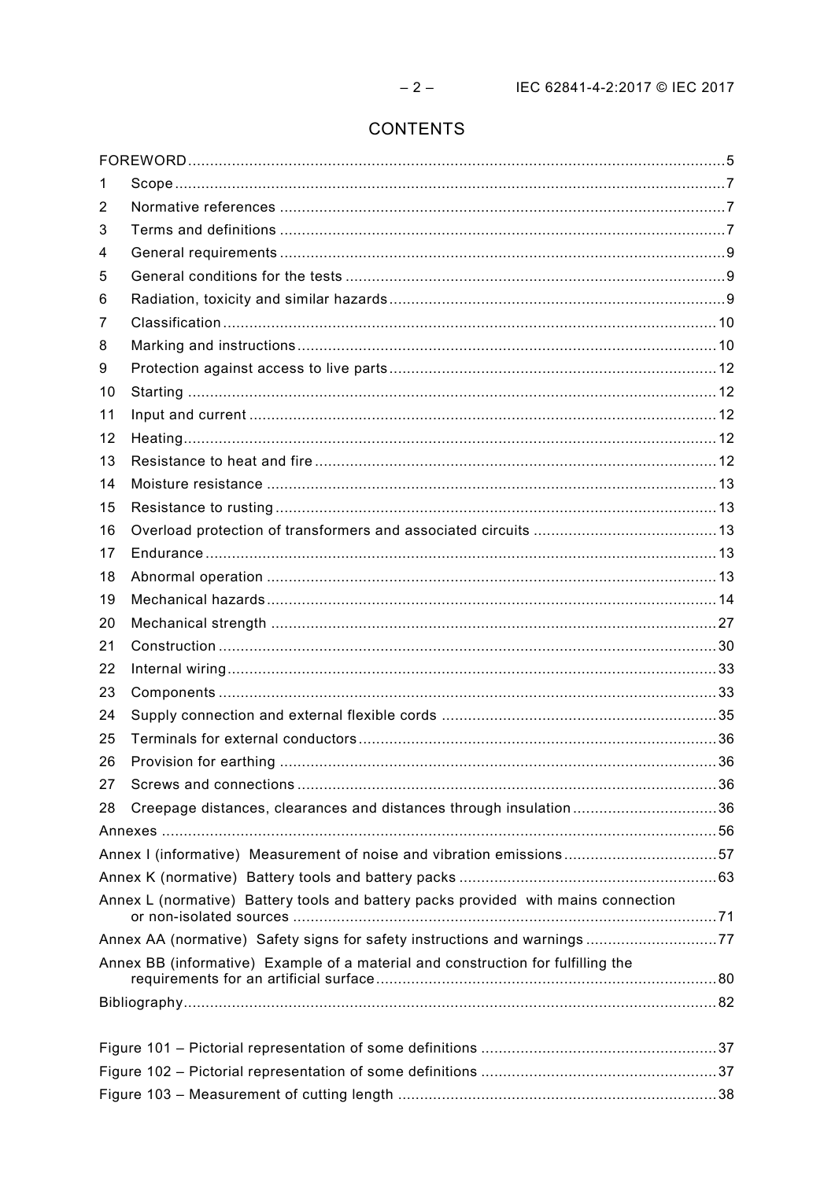# CONTENTS

FOREWORD .......... 5

1 Scope .......... 7

2 Normative references .......... 7

3 Terms and definitions .......... 7

4 General requirements .......... 9

5 General conditions for the tests .......... 9

6 Radiation, toxicity and similar hazards .......... 9

7 Classification .......... 10

8 Marking and instructions .......... 10

9 Protection against access to live parts .......... 12

10 Starting .......... 12

11 Input and current .......... 12

12 Heating .......... 12

13 Resistance to heat and fire .......... 12

14 Moisture resistance .......... 13

15 Resistance to rusting .......... 13

16 Overload protection of transformers and associated circuits .......... 13

17 Endurance .......... 13

18 Abnormal operation .......... 13

19 Mechanical hazards .......... 14

20 Mechanical strength .......... 27

21 Construction .......... 30

22 Internal wiring .......... 33

23 Components .......... 33

24 Supply connection and external flexible cords .......... 35

25 Terminals for external conductors .......... 36

26 Provision for earthing .......... 36

27 Screws and connections .......... 36

28 Creepage distances, clearances and distances through insulation .......... 36

Annexes .......... 56

Annex I (informative) Measurement of noise and vibration emissions .......... 57

Annex K (normative) Battery tools and battery packs .......... 63

Annex L (normative) Battery tools and battery packs provided with mains connection or non-isolated sources .......... 71

Annex AA (normative) Safety signs for safety instructions and warnings .......... 77

Annex BB (informative) Example of a material and construction for fulfilling the requirements for an artificial surface .......... 80

Bibliography .......... 82

Figure 101 – Pictorial representation of some definitions .......... 37

Figure 102 – Pictorial representation of some definitions .......... 37

Figure 103 – Measurement of cutting length .......... 38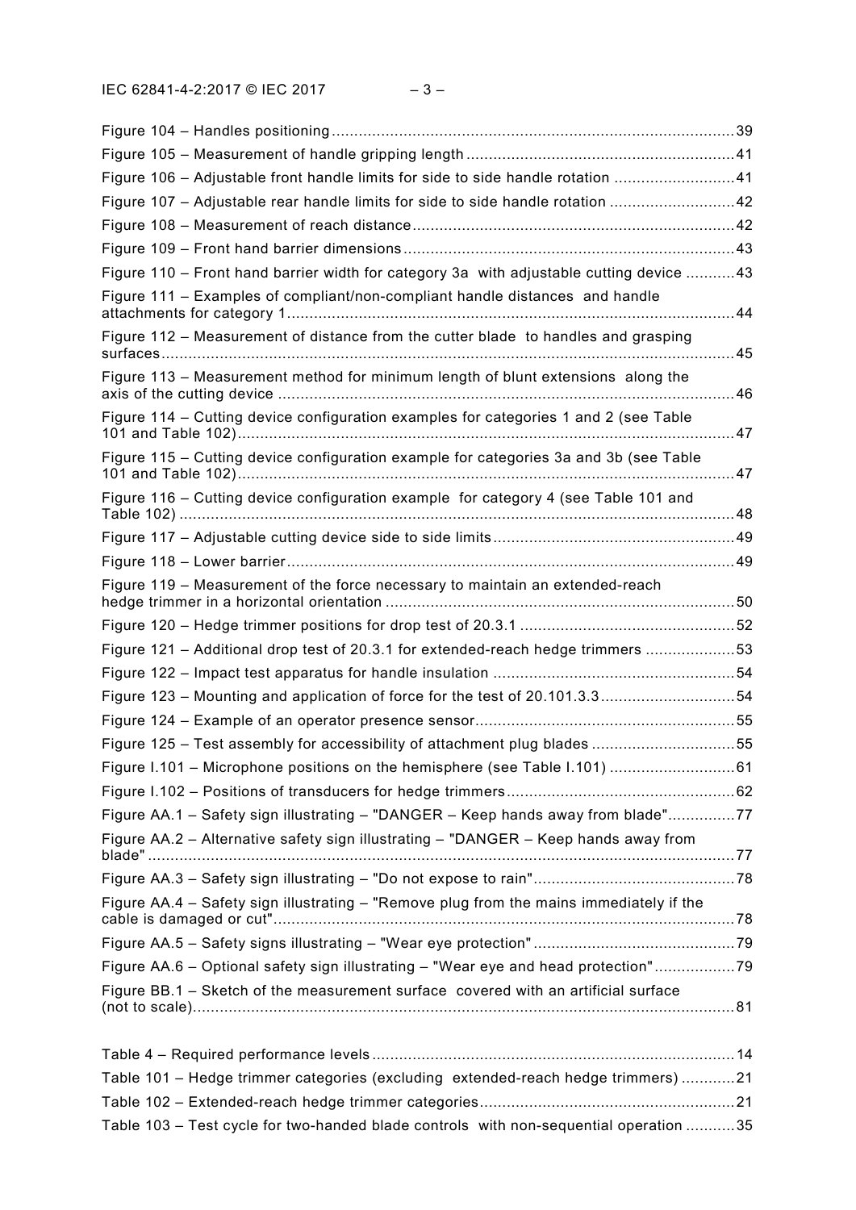Figure 104 – Handles positioning .......................................................................................... 39
Figure 105 – Measurement of handle gripping length ............................................................ 41
Figure 106 – Adjustable front handle limits for side to side handle rotation ........................... 41
Figure 107 – Adjustable rear handle limits for side to side handle rotation ............................ 42
Figure 108 – Measurement of reach distance ........................................................................ 42
Figure 109 – Front hand barrier dimensions .......................................................................... 43
Figure 110 – Front hand barrier width for category 3a with adjustable cutting device ........... 43
Figure 111 – Examples of compliant/non-compliant handle distances and handle attachments for category 1 .................................................................................................... 44
Figure 112 – Measurement of distance from the cutter blade to handles and grasping surfaces ................................................................................................................................ 45
Figure 113 – Measurement method for minimum length of blunt extensions along the axis of the cutting device ...................................................................................................... 46
Figure 114 – Cutting device configuration examples for categories 1 and 2 (see Table 101 and Table 102) ............................................................................................................... 47
Figure 115 – Cutting device configuration example for categories 3a and 3b (see Table 101 and Table 102) ............................................................................................................... 47
Figure 116 – Cutting device configuration example for category 4 (see Table 101 and Table 102) ............................................................................................................................ 48
Figure 117 – Adjustable cutting device side to side limits ...................................................... 49
Figure 118 – Lower barrier .................................................................................................... 49
Figure 119 – Measurement of the force necessary to maintain an extended-reach hedge trimmer in a horizontal orientation .............................................................................. 50
Figure 120 – Hedge trimmer positions for drop test of 20.3.1 ................................................ 52
Figure 121 – Additional drop test of 20.3.1 for extended-reach hedge trimmers .................... 53
Figure 122 – Impact test apparatus for handle insulation ...................................................... 54
Figure 123 – Mounting and application of force for the test of 20.101.3.3 .............................. 54
Figure 124 – Example of an operator presence sensor .......................................................... 55
Figure 125 – Test assembly for accessibility of attachment plug blades ................................ 55
Figure I.101 – Microphone positions on the hemisphere (see Table I.101) ............................ 61
Figure I.102 – Positions of transducers for hedge trimmers ................................................... 62
Figure AA.1 – Safety sign illustrating – "DANGER – Keep hands away from blade" ............... 77
Figure AA.2 – Alternative safety sign illustrating – "DANGER – Keep hands away from blade" ................................................................................................................................... 77
Figure AA.3 – Safety sign illustrating – "Do not expose to rain" ............................................. 78
Figure AA.4 – Safety sign illustrating – "Remove plug from the mains immediately if the cable is damaged or cut" ....................................................................................................... 78
Figure AA.5 – Safety signs illustrating – "Wear eye protection" ............................................. 79
Figure AA.6 – Optional safety sign illustrating – "Wear eye and head protection" .................. 79
Figure BB.1 – Sketch of the measurement surface covered with an artificial surface (not to scale) ......................................................................................................................... 81

Table 4 – Required performance levels ................................................................................. 14
Table 101 – Hedge trimmer categories (excluding extended-reach hedge trimmers) ............ 21
Table 102 – Extended-reach hedge trimmer categories ......................................................... 21
Table 103 – Test cycle for two-handed blade controls with non-sequential operation ........... 35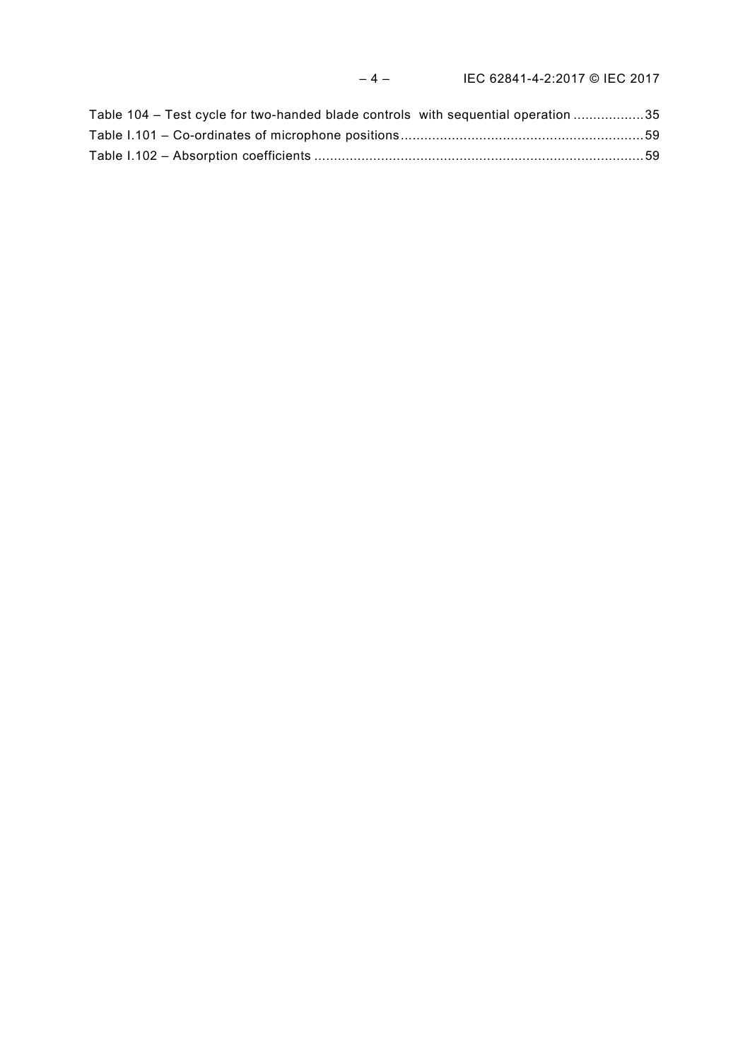Table 104 – Test cycle for two-handed blade controls with sequential operation .................35
Table I.101 – Co-ordinates of microphone positions.............................................................59
Table I.102 – Absorption coefficients ...................................................................................59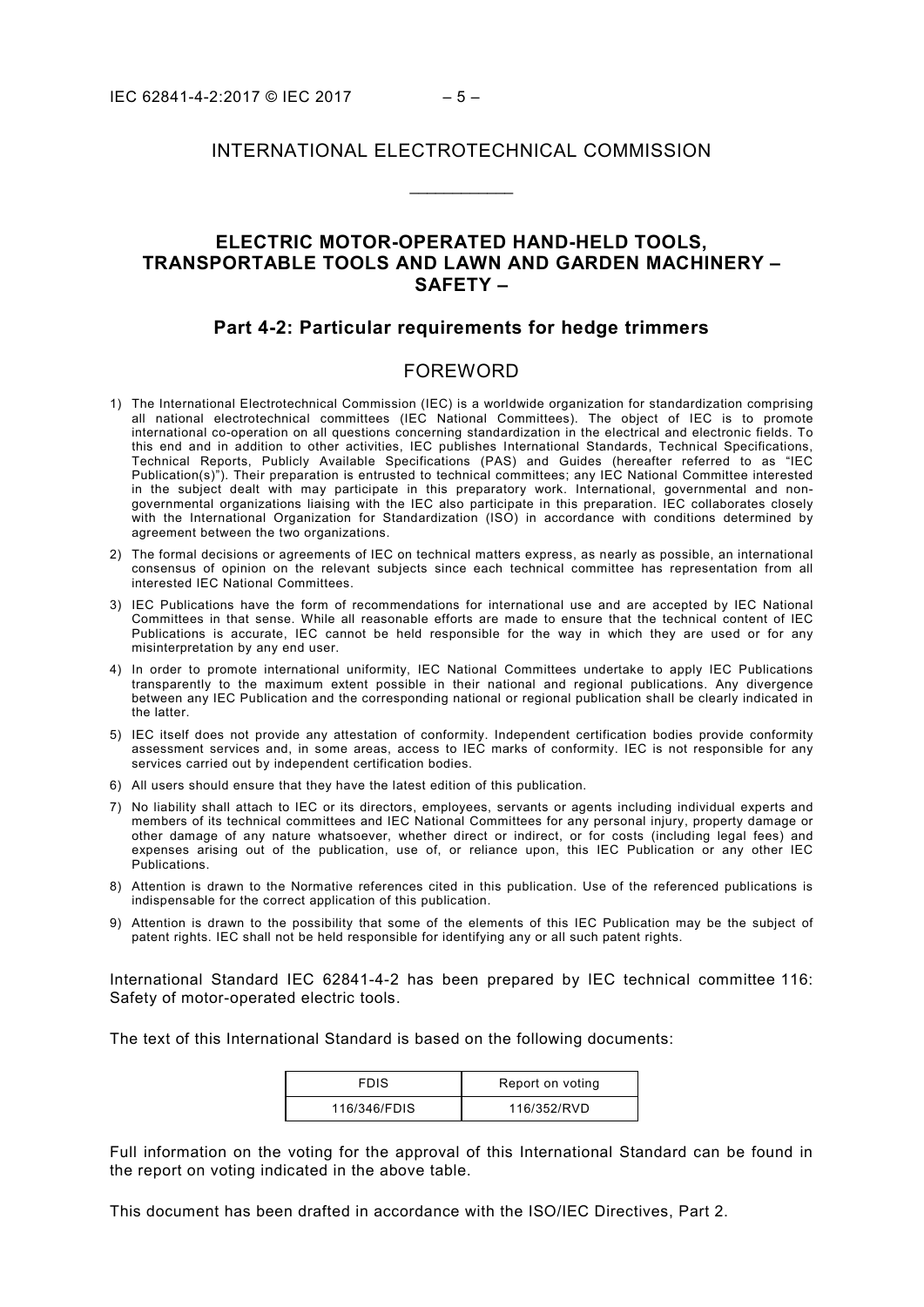# INTERNATIONAL ELECTROTECHNICAL COMMISSION

\_\_\_\_\_\_\_\_\_\_\_\_

## ELECTRIC MOTOR-OPERATED HAND-HELD TOOLS, TRANSPORTABLE TOOLS AND LAWN AND GARDEN MACHINERY – SAFETY –

### Part 4-2: Particular requirements for hedge trimmers

## FOREWORD

1) The International Electrotechnical Commission (IEC) is a worldwide organization for standardization comprising all national electrotechnical committees (IEC National Committees). The object of IEC is to promote international co-operation on all questions concerning standardization in the electrical and electronic fields. To this end and in addition to other activities, IEC publishes International Standards, Technical Specifications, Technical Reports, Publicly Available Specifications (PAS) and Guides (hereafter referred to as "IEC Publication(s)"). Their preparation is entrusted to technical committees; any IEC National Committee interested in the subject dealt with may participate in this preparatory work. International, governmental and non-governmental organizations liaising with the IEC also participate in this preparation. IEC collaborates closely with the International Organization for Standardization (ISO) in accordance with conditions determined by agreement between the two organizations.
2) The formal decisions or agreements of IEC on technical matters express, as nearly as possible, an international consensus of opinion on the relevant subjects since each technical committee has representation from all interested IEC National Committees.
3) IEC Publications have the form of recommendations for international use and are accepted by IEC National Committees in that sense. While all reasonable efforts are made to ensure that the technical content of IEC Publications is accurate, IEC cannot be held responsible for the way in which they are used or for any misinterpretation by any end user.
4) In order to promote international uniformity, IEC National Committees undertake to apply IEC Publications transparently to the maximum extent possible in their national and regional publications. Any divergence between any IEC Publication and the corresponding national or regional publication shall be clearly indicated in the latter.
5) IEC itself does not provide any attestation of conformity. Independent certification bodies provide conformity assessment services and, in some areas, access to IEC marks of conformity. IEC is not responsible for any services carried out by independent certification bodies.
6) All users should ensure that they have the latest edition of this publication.
7) No liability shall attach to IEC or its directors, employees, servants or agents including individual experts and members of its technical committees and IEC National Committees for any personal injury, property damage or other damage of any nature whatsoever, whether direct or indirect, or for costs (including legal fees) and expenses arising out of the publication, use of, or reliance upon, this IEC Publication or any other IEC Publications.
8) Attention is drawn to the Normative references cited in this publication. Use of the referenced publications is indispensable for the correct application of this publication.
9) Attention is drawn to the possibility that some of the elements of this IEC Publication may be the subject of patent rights. IEC shall not be held responsible for identifying any or all such patent rights.

International Standard IEC 62841-4-2 has been prepared by IEC technical committee 116: Safety of motor-operated electric tools.

The text of this International Standard is based on the following documents:

| FDIS | Report on voting |
|---|---|
| 116/346/FDIS | 116/352/RVD |

Full information on the voting for the approval of this International Standard can be found in the report on voting indicated in the above table.

This document has been drafted in accordance with the ISO/IEC Directives, Part 2.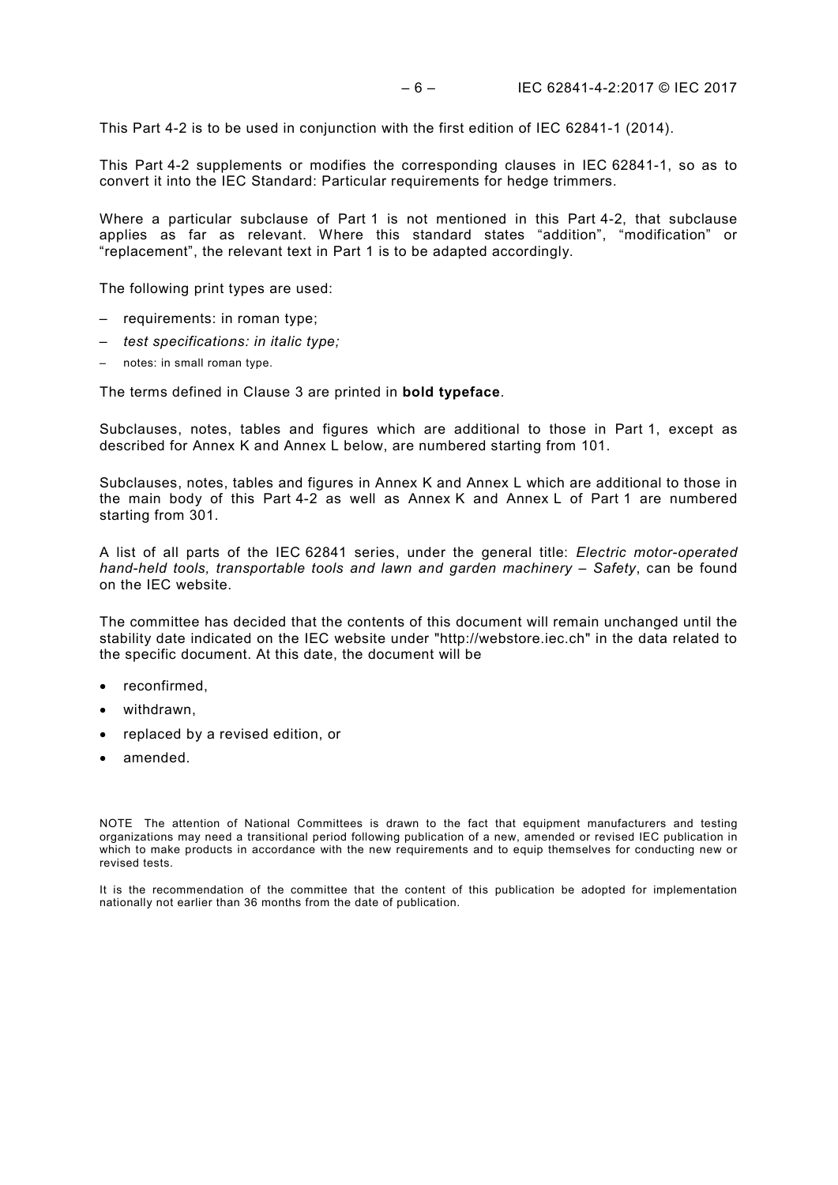This Part 4-2 is to be used in conjunction with the first edition of IEC 62841-1 (2014).

This Part 4-2 supplements or modifies the corresponding clauses in IEC 62841-1, so as to convert it into the IEC Standard: Particular requirements for hedge trimmers.

Where a particular subclause of Part 1 is not mentioned in this Part 4-2, that subclause applies as far as relevant. Where this standard states "addition", "modification" or "replacement", the relevant text in Part 1 is to be adapted accordingly.

The following print types are used:

– requirements: in roman type;
– *test specifications: in italic type;*
– notes: in small roman type.

The terms defined in Clause 3 are printed in **bold typeface**.

Subclauses, notes, tables and figures which are additional to those in Part 1, except as described for Annex K and Annex L below, are numbered starting from 101.

Subclauses, notes, tables and figures in Annex K and Annex L which are additional to those in the main body of this Part 4-2 as well as Annex K and Annex L of Part 1 are numbered starting from 301.

A list of all parts of the IEC 62841 series, under the general title: *Electric motor-operated hand-held tools, transportable tools and lawn and garden machinery – Safety*, can be found on the IEC website.

The committee has decided that the contents of this document will remain unchanged until the stability date indicated on the IEC website under "http://webstore.iec.ch" in the data related to the specific document. At this date, the document will be

- reconfirmed,
- withdrawn,
- replaced by a revised edition, or
- amended.

NOTE The attention of National Committees is drawn to the fact that equipment manufacturers and testing organizations may need a transitional period following publication of a new, amended or revised IEC publication in which to make products in accordance with the new requirements and to equip themselves for conducting new or revised tests.

It is the recommendation of the committee that the content of this publication be adopted for implementation nationally not earlier than 36 months from the date of publication.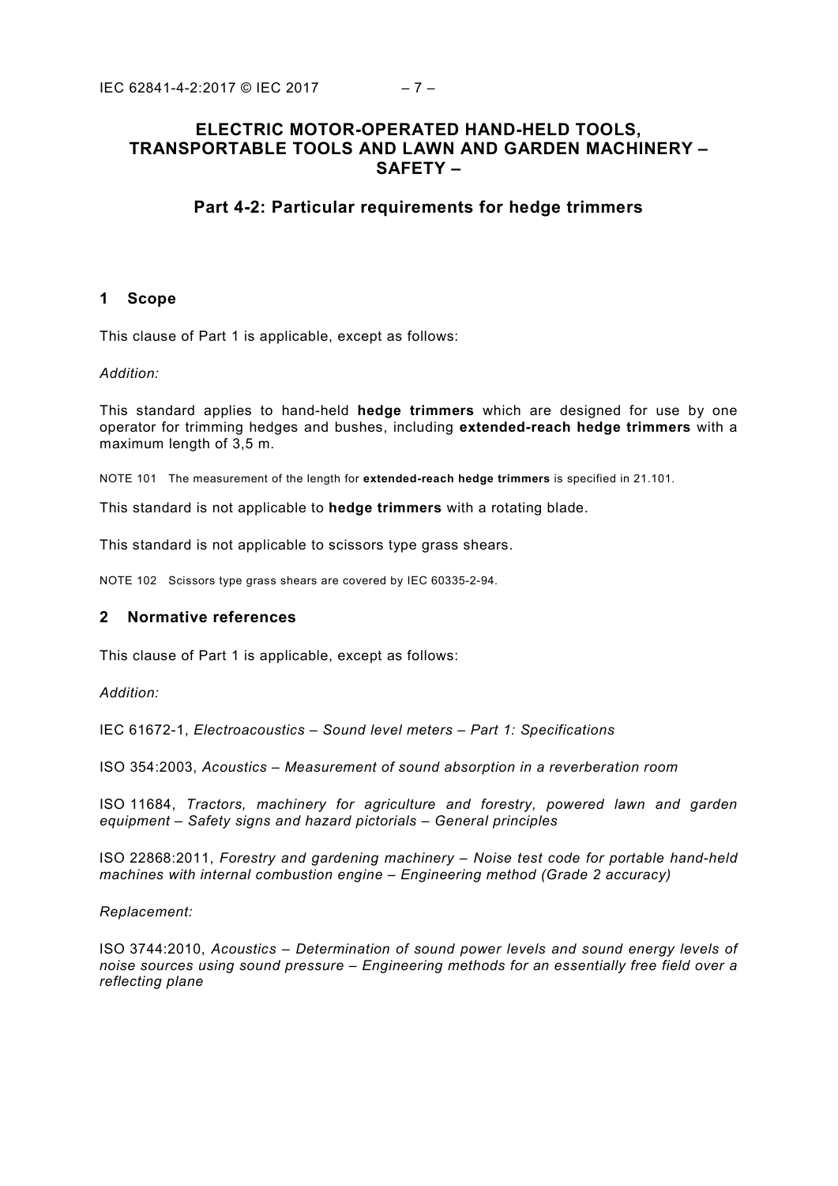# ELECTRIC MOTOR-OPERATED HAND-HELD TOOLS, TRANSPORTABLE TOOLS AND LAWN AND GARDEN MACHINERY – SAFETY –

## Part 4-2: Particular requirements for hedge trimmers

## 1 Scope

This clause of Part 1 is applicable, except as follows:

*Addition:*

This standard applies to hand-held **hedge trimmers** which are designed for use by one operator for trimming hedges and bushes, including **extended-reach hedge trimmers** with a maximum length of 3,5 m.

NOTE 101 The measurement of the length for **extended-reach hedge trimmers** is specified in 21.101.

This standard is not applicable to **hedge trimmers** with a rotating blade.

This standard is not applicable to scissors type grass shears.

NOTE 102 Scissors type grass shears are covered by IEC 60335-2-94.

## 2 Normative references

This clause of Part 1 is applicable, except as follows:

*Addition:*

IEC 61672-1, *Electroacoustics – Sound level meters – Part 1: Specifications*

ISO 354:2003, *Acoustics – Measurement of sound absorption in a reverberation room*

ISO 11684, *Tractors, machinery for agriculture and forestry, powered lawn and garden equipment – Safety signs and hazard pictorials – General principles*

ISO 22868:2011, *Forestry and gardening machinery – Noise test code for portable hand-held machines with internal combustion engine – Engineering method (Grade 2 accuracy)*

*Replacement:*

ISO 3744:2010, *Acoustics – Determination of sound power levels and sound energy levels of noise sources using sound pressure – Engineering methods for an essentially free field over a reflecting plane*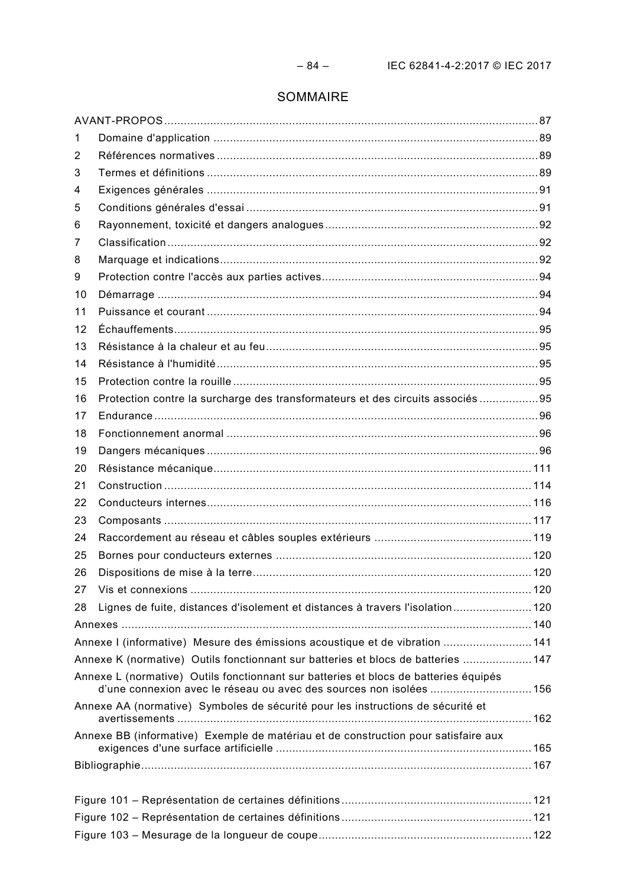# SOMMAIRE

AVANT-PROPOS .......... 87

1 Domaine d'application .......... 89

2 Références normatives .......... 89

3 Termes et définitions .......... 89

4 Exigences générales .......... 91

5 Conditions générales d'essai .......... 91

6 Rayonnement, toxicité et dangers analogues .......... 92

7 Classification .......... 92

8 Marquage et indications .......... 92

9 Protection contre l'accès aux parties actives .......... 94

10 Démarrage .......... 94

11 Puissance et courant .......... 94

12 Échauffements .......... 95

13 Résistance à la chaleur et au feu .......... 95

14 Résistance à l'humidité .......... 95

15 Protection contre la rouille .......... 95

16 Protection contre la surcharge des transformateurs et des circuits associés .......... 95

17 Endurance .......... 96

18 Fonctionnement anormal .......... 96

19 Dangers mécaniques .......... 96

20 Résistance mécanique .......... 111

21 Construction .......... 114

22 Conducteurs internes .......... 116

23 Composants .......... 117

24 Raccordement au réseau et câbles souples extérieurs .......... 119

25 Bornes pour conducteurs externes .......... 120

26 Dispositions de mise à la terre .......... 120

27 Vis et connexions .......... 120

28 Lignes de fuite, distances d'isolement et distances à travers l'isolation .......... 120

Annexes .......... 140

Annexe I (informative) Mesure des émissions acoustique et de vibration .......... 141

Annexe K (normative) Outils fonctionnant sur batteries et blocs de batteries .......... 147

Annexe L (normative) Outils fonctionnant sur batteries et blocs de batteries équipés d'une connexion avec le réseau ou avec des sources non isolées .......... 156

Annexe AA (normative) Symboles de sécurité pour les instructions de sécurité et avertissements .......... 162

Annexe BB (informative) Exemple de matériau et de construction pour satisfaire aux exigences d'une surface artificielle .......... 165

Bibliographie .......... 167

Figure 101 – Représentation de certaines définitions .......... 121

Figure 102 – Représentation de certaines définitions .......... 121

Figure 103 – Mesurage de la longueur de coupe .......... 122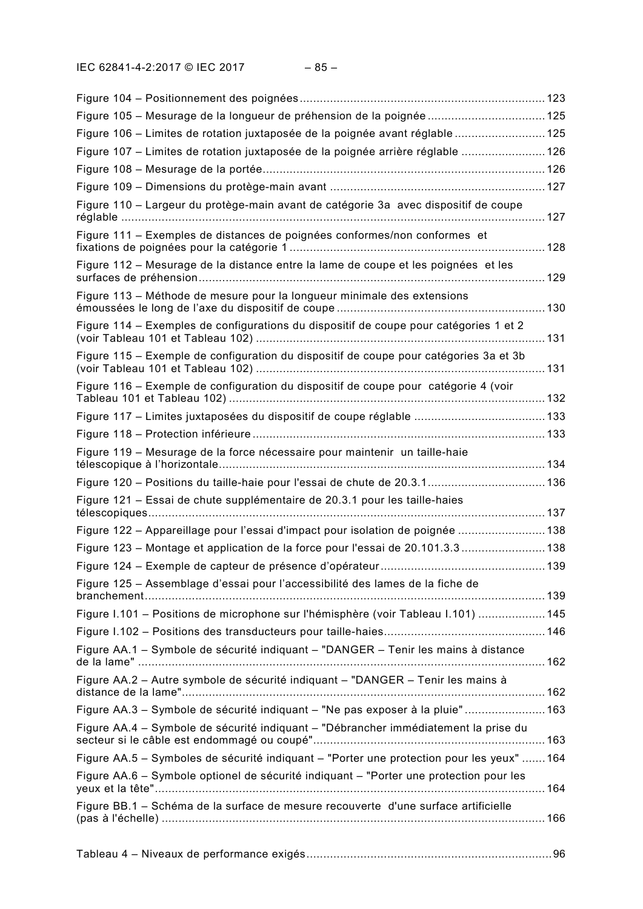Figure 104 – Positionnement des poignées ........................................................................ 123

Figure 105 – Mesurage de la longueur de préhension de la poignée .................................. 125

Figure 106 – Limites de rotation juxtaposée de la poignée avant réglable .......................... 125

Figure 107 – Limites de rotation juxtaposée de la poignée arrière réglable ........................ 126

Figure 108 – Mesurage de la portée.................................................................................... 126

Figure 109 – Dimensions du protège-main avant ................................................................ 127

Figure 110 – Largeur du protège-main avant de catégorie 3a avec dispositif de coupe réglable .............................................................................................................................. 127

Figure 111 – Exemples de distances de poignées conformes/non conformes et fixations de poignées pour la catégorie 1 ........................................................................... 128

Figure 112 – Mesurage de la distance entre la lame de coupe et les poignées et les surfaces de préhension ...................................................................................................... 129

Figure 113 – Méthode de mesure pour la longueur minimale des extensions émoussées le long de l'axe du dispositif de coupe .............................................................. 130

Figure 114 – Exemples de configurations du dispositif de coupe pour catégories 1 et 2 (voir Tableau 101 et Tableau 102) ...................................................................................... 131

Figure 115 – Exemple de configuration du dispositif de coupe pour catégories 3a et 3b (voir Tableau 101 et Tableau 102) ...................................................................................... 131

Figure 116 – Exemple de configuration du dispositif de coupe pour catégorie 4 (voir Tableau 101 et Tableau 102) ............................................................................................. 132

Figure 117 – Limites juxtaposées du dispositif de coupe réglable ....................................... 133

Figure 118 – Protection inférieure ...................................................................................... 133

Figure 119 – Mesurage de la force nécessaire pour maintenir un taille-haie télescopique à l'horizontale................................................................................................ 134

Figure 120 – Positions du taille-haie pour l'essai de chute de 20.3.1 .................................. 136

Figure 121 – Essai de chute supplémentaire de 20.3.1 pour les taille-haies télescopiques...................................................................................................................... 137

Figure 122 – Appareillage pour l'essai d'impact pour isolation de poignée .......................... 138

Figure 123 – Montage et application de la force pour l'essai de 20.101.3.3 ......................... 138

Figure 124 – Exemple de capteur de présence d'opérateur ................................................ 139

Figure 125 – Assemblage d'essai pour l'accessibilité des lames de la fiche de branchement ...................................................................................................................... 139

Figure I.101 – Positions de microphone sur l'hémisphère (voir Tableau I.101) .................... 145

Figure I.102 – Positions des transducteurs pour taille-haies................................................ 146

Figure AA.1 – Symbole de sécurité indiquant – "DANGER – Tenir les mains à distance de la lame" ........................................................................................................................ 162

Figure AA.2 – Autre symbole de sécurité indiquant – "DANGER – Tenir les mains à distance de la lame"............................................................................................................ 162

Figure AA.3 – Symbole de sécurité indiquant – "Ne pas exposer à la pluie" ........................ 163

Figure AA.4 – Symbole de sécurité indiquant – "Débrancher immédiatement la prise du secteur si le câble est endommagé ou coupé" ..................................................................... 163

Figure AA.5 – Symboles de sécurité indiquant – "Porter une protection pour les yeux" ....... 164

Figure AA.6 – Symbole optionel de sécurité indiquant – "Porter une protection pour les yeux et la tête" .................................................................................................................... 164

Figure BB.1 – Schéma de la surface de mesure recouverte d'une surface artificielle (pas à l'échelle) .................................................................................................................. 166

Tableau 4 – Niveaux de performance exigés......................................................................... 96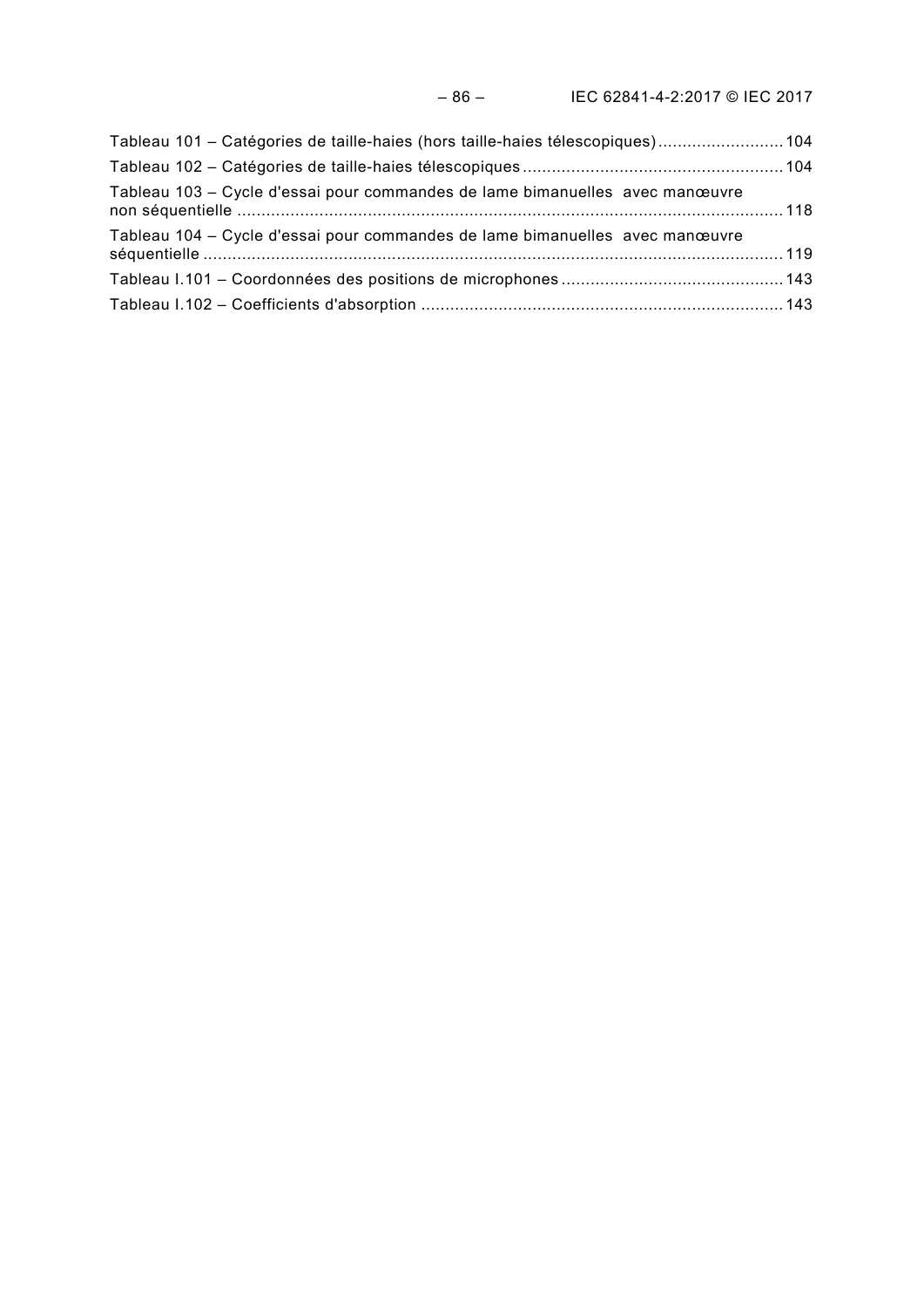Tableau 101 – Catégories de taille-haies (hors taille-haies télescopiques) .......................... 104

Tableau 102 – Catégories de taille-haies télescopiques ..................................................... 104

Tableau 103 – Cycle d'essai pour commandes de lame bimanuelles avec manœuvre non séquentielle ................................................................................................................ 118

Tableau 104 – Cycle d'essai pour commandes de lame bimanuelles avec manœuvre séquentielle ...................................................................................................................... 119

Tableau I.101 – Coordonnées des positions de microphones ............................................. 143

Tableau I.102 – Coefficients d'absorption .......................................................................... 143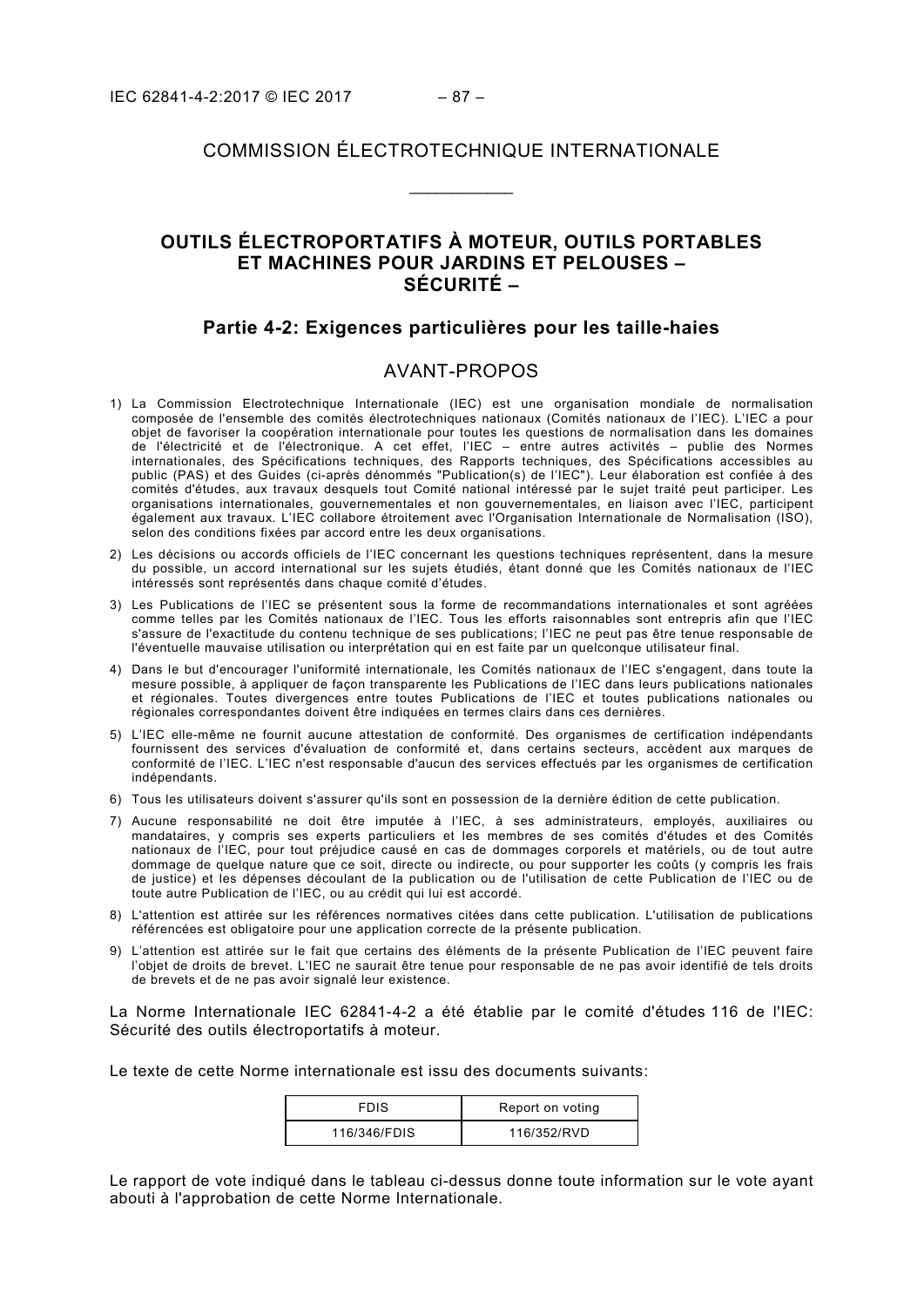COMMISSION ÉLECTROTECHNIQUE INTERNATIONALE

____________

# OUTILS ÉLECTROPORTATIFS À MOTEUR, OUTILS PORTABLES ET MACHINES POUR JARDINS ET PELOUSES – SÉCURITÉ –

## Partie 4-2: Exigences particulières pour les taille-haies

## AVANT-PROPOS

1) La Commission Electrotechnique Internationale (IEC) est une organisation mondiale de normalisation composée de l'ensemble des comités électrotechniques nationaux (Comités nationaux de l'IEC). L'IEC a pour objet de favoriser la coopération internationale pour toutes les questions de normalisation dans les domaines de l'électricité et de l'électronique. A cet effet, l'IEC – entre autres activités – publie des Normes internationales, des Spécifications techniques, des Rapports techniques, des Spécifications accessibles au public (PAS) et des Guides (ci-après dénommés "Publication(s) de l'IEC"). Leur élaboration est confiée à des comités d'études, aux travaux desquels tout Comité national intéressé par le sujet traité peut participer. Les organisations internationales, gouvernementales et non gouvernementales, en liaison avec l'IEC, participent également aux travaux. L'IEC collabore étroitement avec l'Organisation Internationale de Normalisation (ISO), selon des conditions fixées par accord entre les deux organisations.
2) Les décisions ou accords officiels de l'IEC concernant les questions techniques représentent, dans la mesure du possible, un accord international sur les sujets étudiés, étant donné que les Comités nationaux de l'IEC intéressés sont représentés dans chaque comité d'études.
3) Les Publications de l'IEC se présentent sous la forme de recommandations internationales et sont agréées comme telles par les Comités nationaux de l'IEC. Tous les efforts raisonnables sont entrepris afin que l'IEC s'assure de l'exactitude du contenu technique de ses publications; l'IEC ne peut pas être tenue responsable de l'éventuelle mauvaise utilisation ou interprétation qui en est faite par un quelconque utilisateur final.
4) Dans le but d'encourager l'uniformité internationale, les Comités nationaux de l'IEC s'engagent, dans toute la mesure possible, à appliquer de façon transparente les Publications de l'IEC dans leurs publications nationales et régionales. Toutes divergences entre toutes Publications de l'IEC et toutes publications nationales ou régionales correspondantes doivent être indiquées en termes clairs dans ces dernières.
5) L'IEC elle-même ne fournit aucune attestation de conformité. Des organismes de certification indépendants fournissent des services d'évaluation de conformité et, dans certains secteurs, accèdent aux marques de conformité de l'IEC. L'IEC n'est responsable d'aucun des services effectués par les organismes de certification indépendants.
6) Tous les utilisateurs doivent s'assurer qu'ils sont en possession de la dernière édition de cette publication.
7) Aucune responsabilité ne doit être imputée à l'IEC, à ses administrateurs, employés, auxiliaires ou mandataires, y compris ses experts particuliers et les membres de ses comités d'études et des Comités nationaux de l'IEC, pour tout préjudice causé en cas de dommages corporels et matériels, ou de tout autre dommage de quelque nature que ce soit, directe ou indirecte, ou pour supporter les coûts (y compris les frais de justice) et les dépenses découlant de la publication ou de l'utilisation de cette Publication de l'IEC ou de toute autre Publication de l'IEC, ou au crédit qui lui est accordé.
8) L'attention est attirée sur les références normatives citées dans cette publication. L'utilisation de publications référencées est obligatoire pour une application correcte de la présente publication.
9) L'attention est attirée sur le fait que certains des éléments de la présente Publication de l'IEC peuvent faire l'objet de droits de brevet. L'IEC ne saurait être tenue pour responsable de ne pas avoir identifié de tels droits de brevets et de ne pas avoir signalé leur existence.

La Norme Internationale IEC 62841-4-2 a été établie par le comité d'études 116 de l'IEC: Sécurité des outils électroportatifs à moteur.

Le texte de cette Norme internationale est issu des documents suivants:

| FDIS | Report on voting |
|---|---|
| 116/346/FDIS | 116/352/RVD |

Le rapport de vote indiqué dans le tableau ci-dessus donne toute information sur le vote ayant abouti à l'approbation de cette Norme Internationale.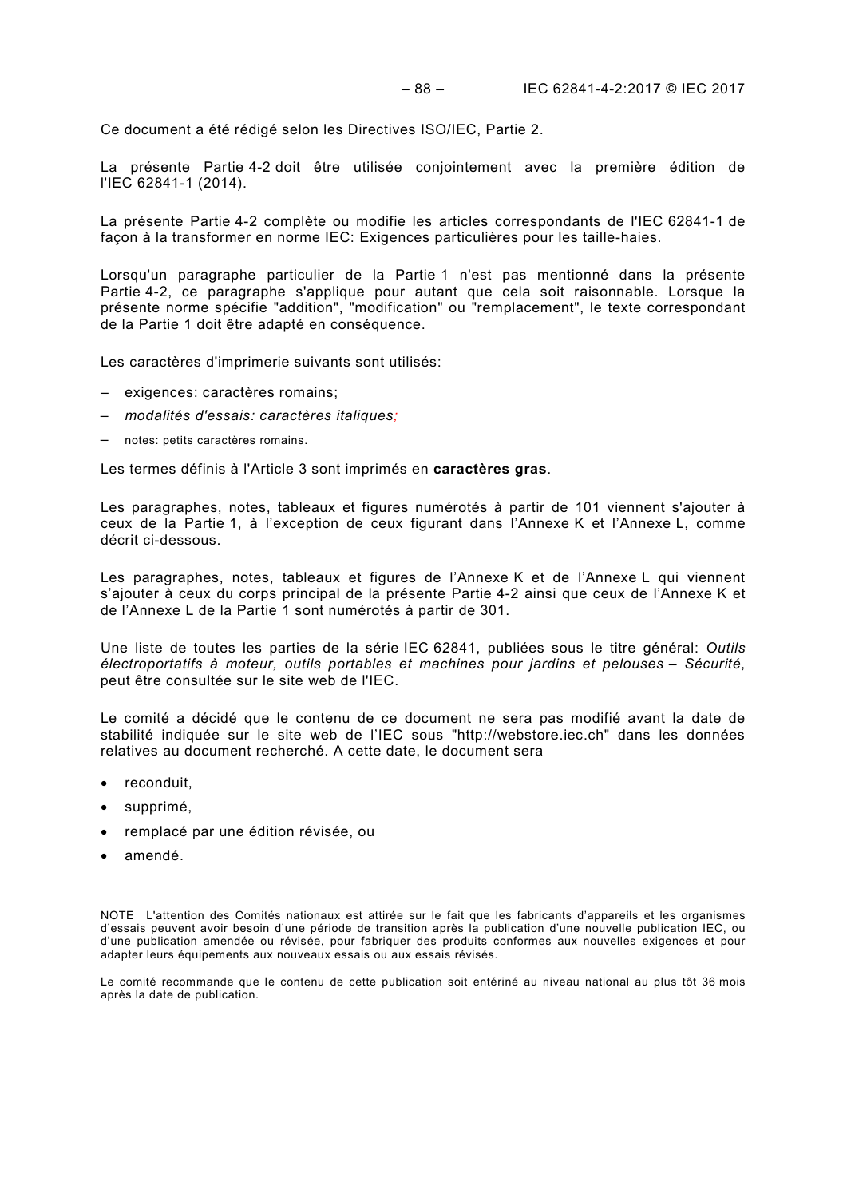Ce document a été rédigé selon les Directives ISO/IEC, Partie 2.

La présente Partie 4-2 doit être utilisée conjointement avec la première édition de l'IEC 62841-1 (2014).

La présente Partie 4-2 complète ou modifie les articles correspondants de l'IEC 62841-1 de façon à la transformer en norme IEC: Exigences particulières pour les taille-haies.

Lorsqu'un paragraphe particulier de la Partie 1 n'est pas mentionné dans la présente Partie 4-2, ce paragraphe s'applique pour autant que cela soit raisonnable. Lorsque la présente norme spécifie "addition", "modification" ou "remplacement", le texte correspondant de la Partie 1 doit être adapté en conséquence.

Les caractères d'imprimerie suivants sont utilisés:

– exigences: caractères romains;
– *modalités d'essais: caractères italiques;*
– notes: petits caractères romains.

Les termes définis à l'Article 3 sont imprimés en **caractères gras**.

Les paragraphes, notes, tableaux et figures numérotés à partir de 101 viennent s'ajouter à ceux de la Partie 1, à l'exception de ceux figurant dans l'Annexe K et l'Annexe L, comme décrit ci-dessous.

Les paragraphes, notes, tableaux et figures de l'Annexe K et de l'Annexe L qui viennent s'ajouter à ceux du corps principal de la présente Partie 4-2 ainsi que ceux de l'Annexe K et de l'Annexe L de la Partie 1 sont numérotés à partir de 301.

Une liste de toutes les parties de la série IEC 62841, publiées sous le titre général: *Outils électroportatifs à moteur, outils portables et machines pour jardins et pelouses – Sécurité*, peut être consultée sur le site web de l'IEC.

Le comité a décidé que le contenu de ce document ne sera pas modifié avant la date de stabilité indiquée sur le site web de l'IEC sous "http://webstore.iec.ch" dans les données relatives au document recherché. A cette date, le document sera

- reconduit,
- supprimé,
- remplacé par une édition révisée, ou
- amendé.

NOTE L'attention des Comités nationaux est attirée sur le fait que les fabricants d'appareils et les organismes d'essais peuvent avoir besoin d'une période de transition après la publication d'une nouvelle publication IEC, ou d'une publication amendée ou révisée, pour fabriquer des produits conformes aux nouvelles exigences et pour adapter leurs équipements aux nouveaux essais ou aux essais révisés.

Le comité recommande que le contenu de cette publication soit entériné au niveau national au plus tôt 36 mois après la date de publication.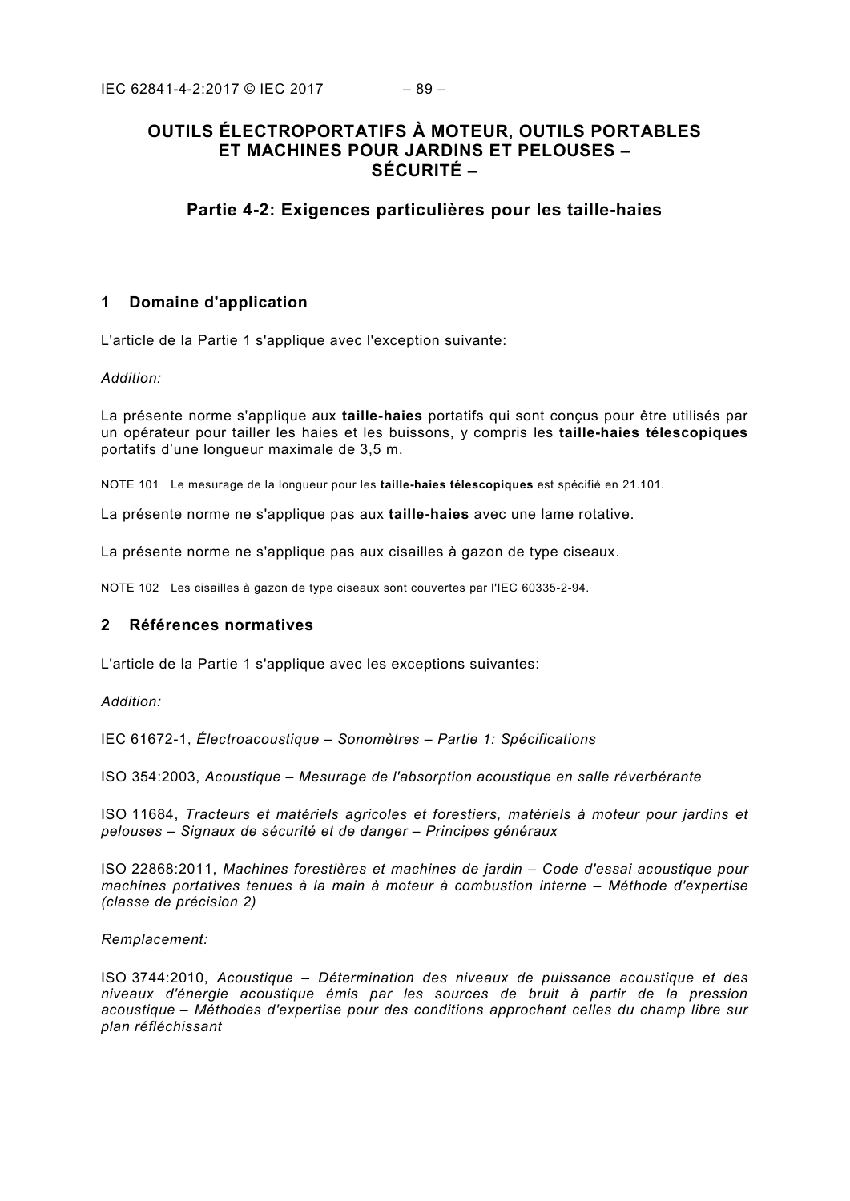# OUTILS ÉLECTROPORTATIFS À MOTEUR, OUTILS PORTABLES ET MACHINES POUR JARDINS ET PELOUSES – SÉCURITÉ –

## Partie 4-2: Exigences particulières pour les taille-haies

## 1 Domaine d'application

L'article de la Partie 1 s'applique avec l'exception suivante:

*Addition:*

La présente norme s'applique aux **taille-haies** portatifs qui sont conçus pour être utilisés par un opérateur pour tailler les haies et les buissons, y compris les **taille-haies télescopiques** portatifs d'une longueur maximale de 3,5 m.

NOTE 101 Le mesurage de la longueur pour les **taille-haies télescopiques** est spécifié en 21.101.

La présente norme ne s'applique pas aux **taille-haies** avec une lame rotative.

La présente norme ne s'applique pas aux cisailles à gazon de type ciseaux.

NOTE 102 Les cisailles à gazon de type ciseaux sont couvertes par l'IEC 60335-2-94.

## 2 Références normatives

L'article de la Partie 1 s'applique avec les exceptions suivantes:

*Addition:*

IEC 61672-1, *Électroacoustique – Sonomètres – Partie 1: Spécifications*

ISO 354:2003, *Acoustique – Mesurage de l'absorption acoustique en salle réverbérante*

ISO 11684, *Tracteurs et matériels agricoles et forestiers, matériels à moteur pour jardins et pelouses – Signaux de sécurité et de danger – Principes généraux*

ISO 22868:2011, *Machines forestières et machines de jardin – Code d'essai acoustique pour machines portatives tenues à la main à moteur à combustion interne – Méthode d'expertise (classe de précision 2)*

*Remplacement:*

ISO 3744:2010, *Acoustique – Détermination des niveaux de puissance acoustique et des niveaux d'énergie acoustique émis par les sources de bruit à partir de la pression acoustique – Méthodes d'expertise pour des conditions approchant celles du champ libre sur plan réfléchissant*